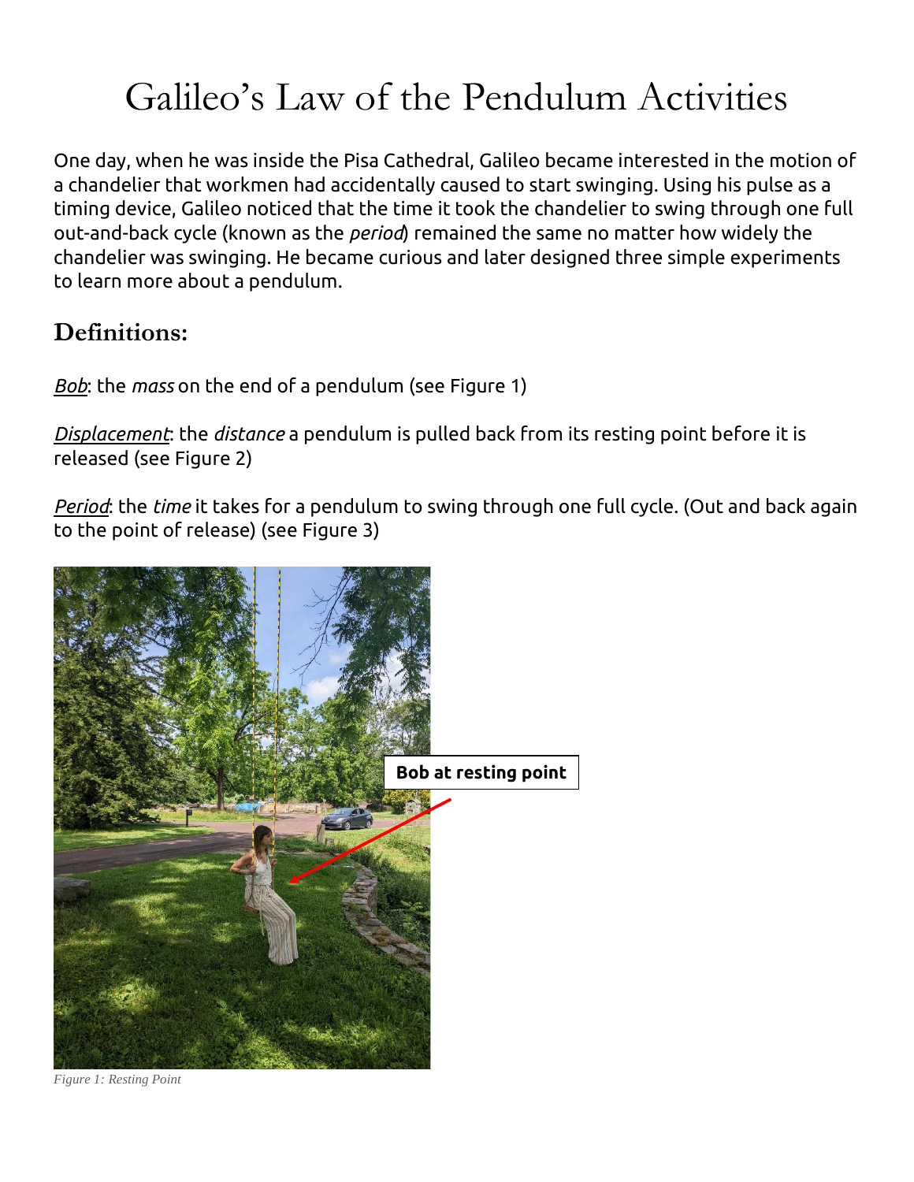# Galileo's Law of the Pendulum Activities

One day, when he was inside the Pisa Cathedral, Galileo became interested in the motion of a chandelier that workmen had accidentally caused to start swinging. Using his pulse as a timing device, Galileo noticed that the time it took the chandelier to swing through one full out-and-back cycle (known as the *period*) remained the same no matter how widely the chandelier was swinging. He became curious and later designed three simple experiments to learn more about a pendulum.

## Definitions:

*Bob*: the *mass* on the end of a pendulum (see Figure 1)

*Displacement*: the *distance* a pendulum is pulled back from its resting point before it is released (see Figure 2)

*Period*: the *time* it takes for a pendulum to swing through one full cycle. (Out and back again to the point of release) (see Figure 3)

Bob at resting point

*Figure 1: Resting Point*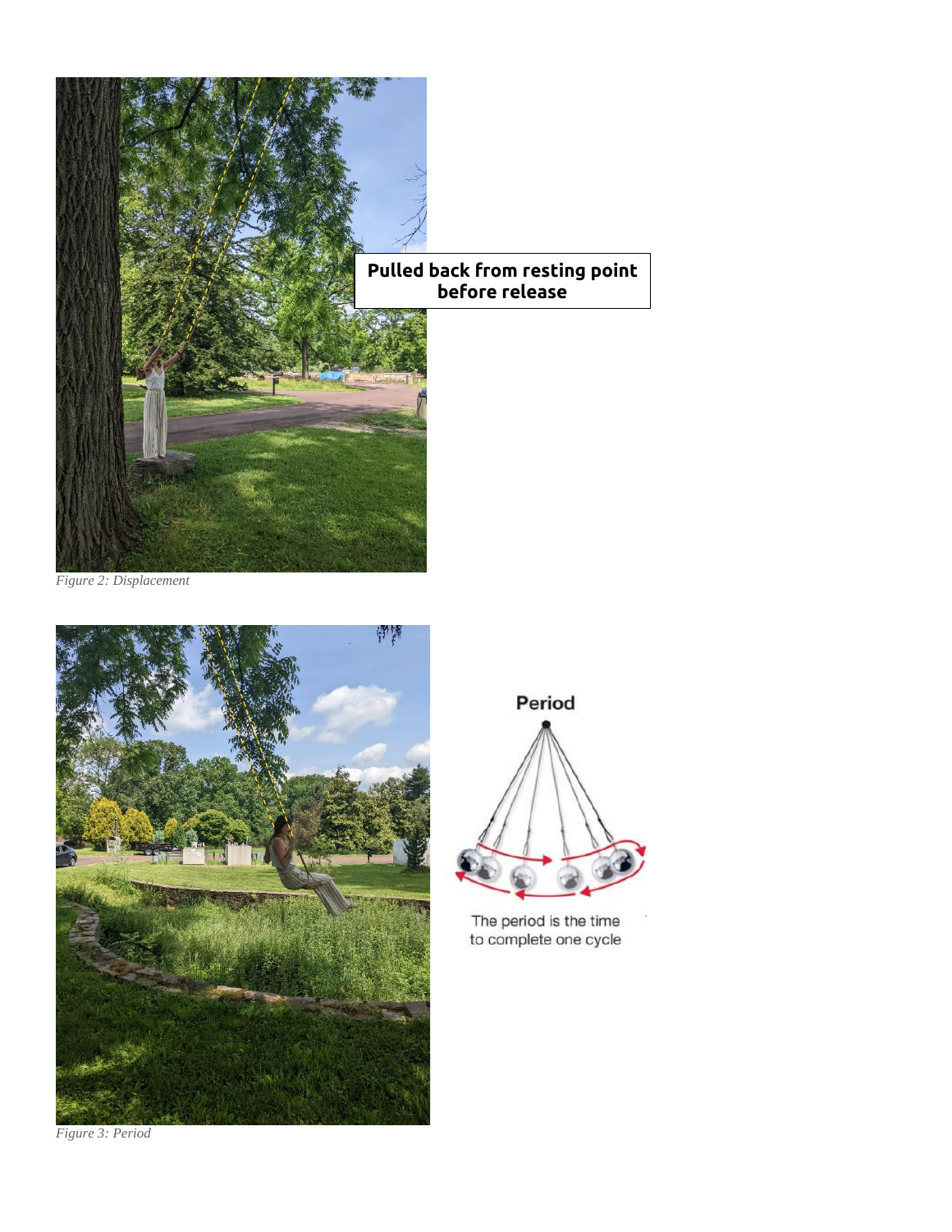Pulled back from resting point before release

*Figure 2: Displacement*

Period

The period is the time to complete one cycle

*Figure 3: Period*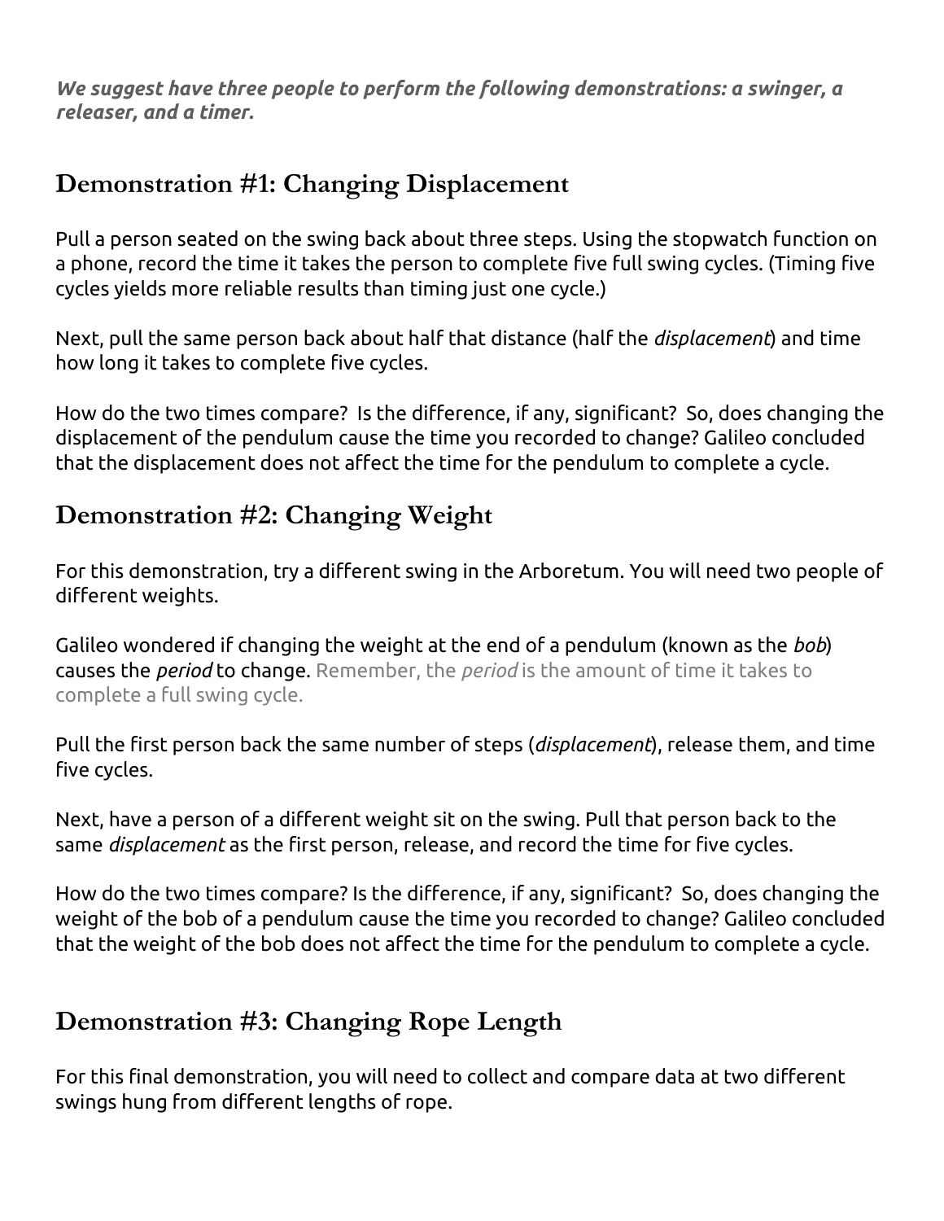***We suggest have three people to perform the following demonstrations: a swinger, a releaser, and a timer.***

## Demonstration #1: Changing Displacement

Pull a person seated on the swing back about three steps. Using the stopwatch function on a phone, record the time it takes the person to complete five full swing cycles. (Timing five cycles yields more reliable results than timing just one cycle.)

Next, pull the same person back about half that distance (half the *displacement*) and time how long it takes to complete five cycles.

How do the two times compare? Is the difference, if any, significant? So, does changing the displacement of the pendulum cause the time you recorded to change? Galileo concluded that the displacement does not affect the time for the pendulum to complete a cycle.

## Demonstration #2: Changing Weight

For this demonstration, try a different swing in the Arboretum. You will need two people of different weights.

Galileo wondered if changing the weight at the end of a pendulum (known as the *bob*) causes the *period* to change. Remember, the *period* is the amount of time it takes to complete a full swing cycle.

Pull the first person back the same number of steps (*displacement*), release them, and time five cycles.

Next, have a person of a different weight sit on the swing. Pull that person back to the same *displacement* as the first person, release, and record the time for five cycles.

How do the two times compare? Is the difference, if any, significant? So, does changing the weight of the bob of a pendulum cause the time you recorded to change? Galileo concluded that the weight of the bob does not affect the time for the pendulum to complete a cycle.

## Demonstration #3: Changing Rope Length

For this final demonstration, you will need to collect and compare data at two different swings hung from different lengths of rope.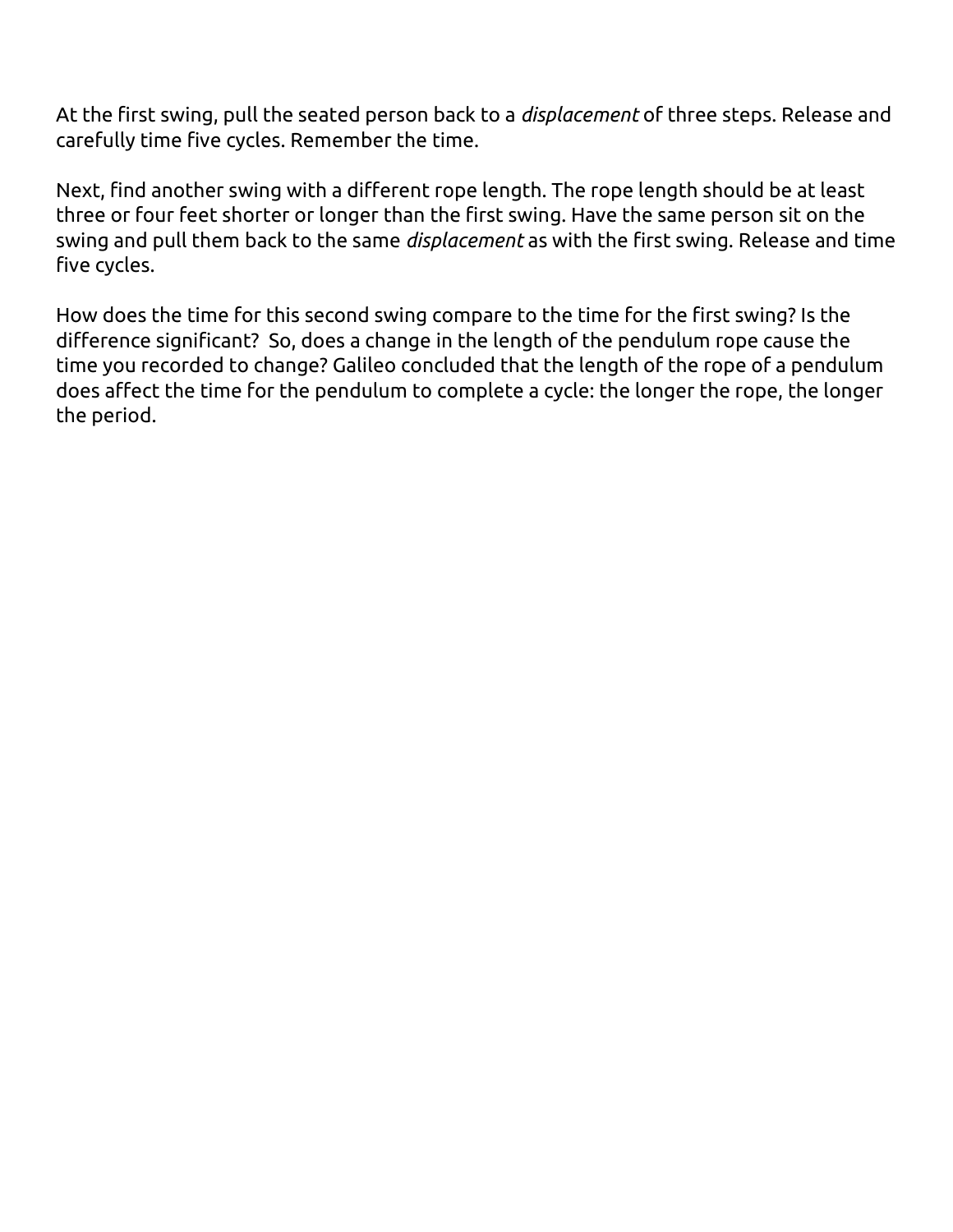At the first swing, pull the seated person back to a *displacement* of three steps. Release and carefully time five cycles. Remember the time.

Next, find another swing with a different rope length. The rope length should be at least three or four feet shorter or longer than the first swing. Have the same person sit on the swing and pull them back to the same *displacement* as with the first swing. Release and time five cycles.

How does the time for this second swing compare to the time for the first swing? Is the difference significant? So, does a change in the length of the pendulum rope cause the time you recorded to change? Galileo concluded that the length of the rope of a pendulum does affect the time for the pendulum to complete a cycle: the longer the rope, the longer the period.